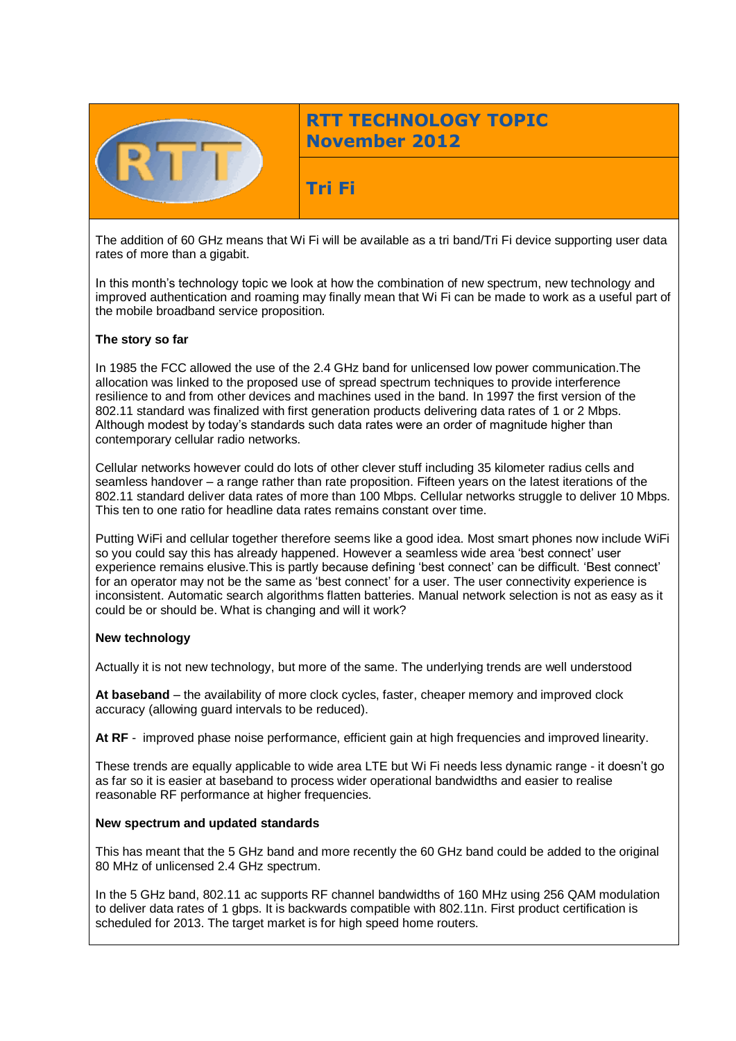# RTT TECHNOLOGY TOPIC November 2012

## Tri Fi

The addition of 60 GHz means that Wi Fi will be available as a tri band/Tri Fi device supporting user data rates of more than a gigabit.

In this month's technology topic we look at how the combination of new spectrum, new technology and improved authentication and roaming may finally mean that Wi Fi can be made to work as a useful part of the mobile broadband service proposition.

**The story so far**

In 1985 the FCC allowed the use of the 2.4 GHz band for unlicensed low power communication.The allocation was linked to the proposed use of spread spectrum techniques to provide interference resilience to and from other devices and machines used in the band. In 1997 the first version of the 802.11 standard was finalized with first generation products delivering data rates of 1 or 2 Mbps. Although modest by today's standards such data rates were an order of magnitude higher than contemporary cellular radio networks.

Cellular networks however could do lots of other clever stuff including 35 kilometer radius cells and seamless handover – a range rather than rate proposition. Fifteen years on the latest iterations of the 802.11 standard deliver data rates of more than 100 Mbps. Cellular networks struggle to deliver 10 Mbps. This ten to one ratio for headline data rates remains constant over time.

Putting WiFi and cellular together therefore seems like a good idea. Most smart phones now include WiFi so you could say this has already happened. However a seamless wide area 'best connect' user experience remains elusive.This is partly because defining 'best connect' can be difficult. 'Best connect' for an operator may not be the same as 'best connect' for a user. The user connectivity experience is inconsistent. Automatic search algorithms flatten batteries. Manual network selection is not as easy as it could be or should be. What is changing and will it work?

**New technology**

Actually it is not new technology, but more of the same. The underlying trends are well understood

**At baseband** – the availability of more clock cycles, faster, cheaper memory and improved clock accuracy (allowing guard intervals to be reduced).

**At RF** - improved phase noise performance, efficient gain at high frequencies and improved linearity.

These trends are equally applicable to wide area LTE but Wi Fi needs less dynamic range - it doesn't go as far so it is easier at baseband to process wider operational bandwidths and easier to realise reasonable RF performance at higher frequencies.

**New spectrum and updated standards**

This has meant that the 5 GHz band and more recently the 60 GHz band could be added to the original 80 MHz of unlicensed 2.4 GHz spectrum.

In the 5 GHz band, 802.11 ac supports RF channel bandwidths of 160 MHz using 256 QAM modulation to deliver data rates of 1 gbps. It is backwards compatible with 802.11n. First product certification is scheduled for 2013. The target market is for high speed home routers.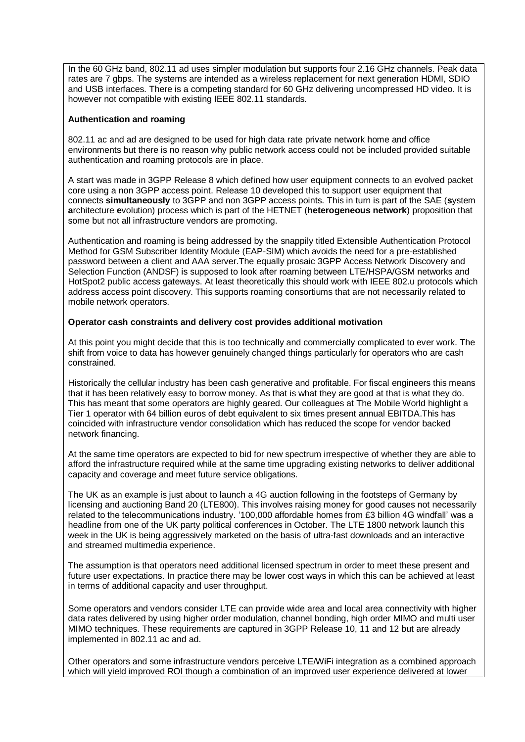In the 60 GHz band, 802.11 ad uses simpler modulation but supports four 2.16 GHz channels. Peak data rates are 7 gbps. The systems are intended as a wireless replacement for next generation HDMI, SDIO and USB interfaces. There is a competing standard for 60 GHz delivering uncompressed HD video. It is however not compatible with existing IEEE 802.11 standards.

**Authentication and roaming**

802.11 ac and ad are designed to be used for high data rate private network home and office environments but there is no reason why public network access could not be included provided suitable authentication and roaming protocols are in place.

A start was made in 3GPP Release 8 which defined how user equipment connects to an evolved packet core using a non 3GPP access point. Release 10 developed this to support user equipment that connects **simultaneously** to 3GPP and non 3GPP access points. This in turn is part of the SAE (**s**ystem **a**rchitecture **e**volution) process which is part of the HETNET (**heterogeneous network**) proposition that some but not all infrastructure vendors are promoting.

Authentication and roaming is being addressed by the snappily titled Extensible Authentication Protocol Method for GSM Subscriber Identity Module (EAP-SIM) which avoids the need for a pre-established password between a client and AAA server.The equally prosaic 3GPP Access Network Discovery and Selection Function (ANDSF) is supposed to look after roaming between LTE/HSPA/GSM networks and HotSpot2 public access gateways. At least theoretically this should work with IEEE 802.u protocols which address access point discovery. This supports roaming consortiums that are not necessarily related to mobile network operators.

**Operator cash constraints and delivery cost provides additional motivation**

At this point you might decide that this is too technically and commercially complicated to ever work. The shift from voice to data has however genuinely changed things particularly for operators who are cash constrained.

Historically the cellular industry has been cash generative and profitable. For fiscal engineers this means that it has been relatively easy to borrow money. As that is what they are good at that is what they do. This has meant that some operators are highly geared. Our colleagues at The Mobile World highlight a Tier 1 operator with 64 billion euros of debt equivalent to six times present annual EBITDA.This has coincided with infrastructure vendor consolidation which has reduced the scope for vendor backed network financing.

At the same time operators are expected to bid for new spectrum irrespective of whether they are able to afford the infrastructure required while at the same time upgrading existing networks to deliver additional capacity and coverage and meet future service obligations.

The UK as an example is just about to launch a 4G auction following in the footsteps of Germany by licensing and auctioning Band 20 (LTE800). This involves raising money for good causes not necessarily related to the telecommunications industry. '100,000 affordable homes from £3 billion 4G windfall' was a headline from one of the UK party political conferences in October. The LTE 1800 network launch this week in the UK is being aggressively marketed on the basis of ultra-fast downloads and an interactive and streamed multimedia experience.

The assumption is that operators need additional licensed spectrum in order to meet these present and future user expectations. In practice there may be lower cost ways in which this can be achieved at least in terms of additional capacity and user throughput.

Some operators and vendors consider LTE can provide wide area and local area connectivity with higher data rates delivered by using higher order modulation, channel bonding, high order MIMO and multi user MIMO techniques. These requirements are captured in 3GPP Release 10, 11 and 12 but are already implemented in 802.11 ac and ad.

Other operators and some infrastructure vendors perceive LTE/WiFi integration as a combined approach which will yield improved ROI though a combination of an improved user experience delivered at lower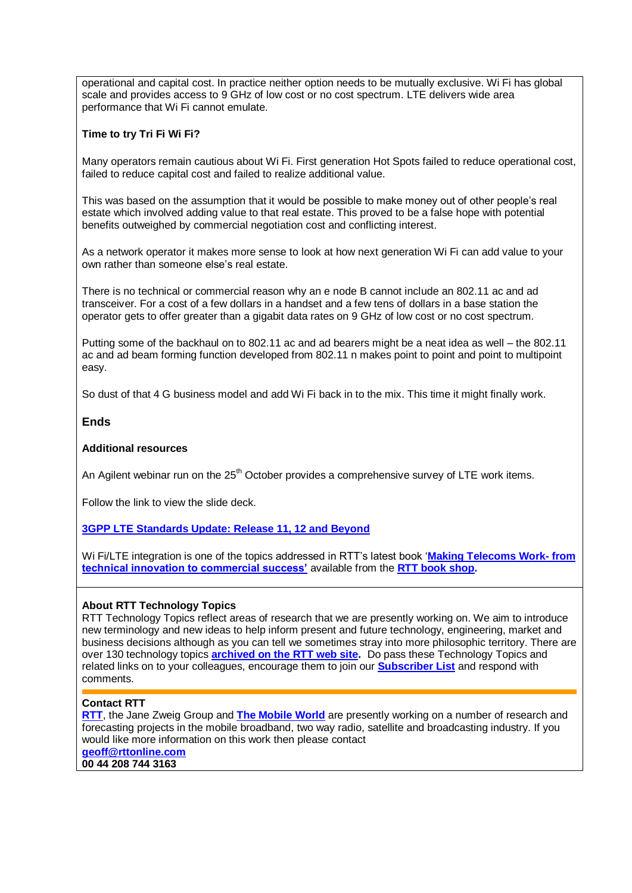operational and capital cost. In practice neither option needs to be mutually exclusive. Wi Fi has global scale and provides access to 9 GHz of low cost or no cost spectrum. LTE delivers wide area performance that Wi Fi cannot emulate.

**Time to try Tri Fi Wi Fi?**

Many operators remain cautious about Wi Fi. First generation Hot Spots failed to reduce operational cost, failed to reduce capital cost and failed to realize additional value.

This was based on the assumption that it would be possible to make money out of other people's real estate which involved adding value to that real estate. This proved to be a false hope with potential benefits outweighed by commercial negotiation cost and conflicting interest.

As a network operator it makes more sense to look at how next generation Wi Fi can add value to your own rather than someone else's real estate.

There is no technical or commercial reason why an e node B cannot include an 802.11 ac and ad transceiver. For a cost of a few dollars in a handset and a few tens of dollars in a base station the operator gets to offer greater than a gigabit data rates on 9 GHz of low cost or no cost spectrum.

Putting some of the backhaul on to 802.11 ac and ad bearers might be a neat idea as well – the 802.11 ac and ad beam forming function developed from 802.11 n makes point to point and point to multipoint easy.

So dust of that 4 G business model and add Wi Fi back in to the mix. This time it might finally work.

**Ends**

**Additional resources**

An Agilent webinar run on the 25th October provides a comprehensive survey of LTE work items.

Follow the link to view the slide deck.

**3GPP LTE Standards Update: Release 11, 12 and Beyond**

Wi Fi/LTE integration is one of the topics addressed in RTT's latest book '**Making Telecoms Work- from technical innovation to commercial success'** available from the **RTT book shop.**

**About RTT Technology Topics**
RTT Technology Topics reflect areas of research that we are presently working on. We aim to introduce new terminology and new ideas to help inform present and future technology, engineering, market and business decisions although as you can tell we sometimes stray into more philosophic territory. There are over 130 technology topics **archived on the RTT web site.** Do pass these Technology Topics and related links on to your colleagues, encourage them to join our **Subscriber List** and respond with comments.

**Contact RTT**
**RTT**, the Jane Zweig Group and **The Mobile World** are presently working on a number of research and forecasting projects in the mobile broadband, two way radio, satellite and broadcasting industry. If you would like more information on this work then please contact
**geoff@rttonline.com**
**00 44 208 744 3163**